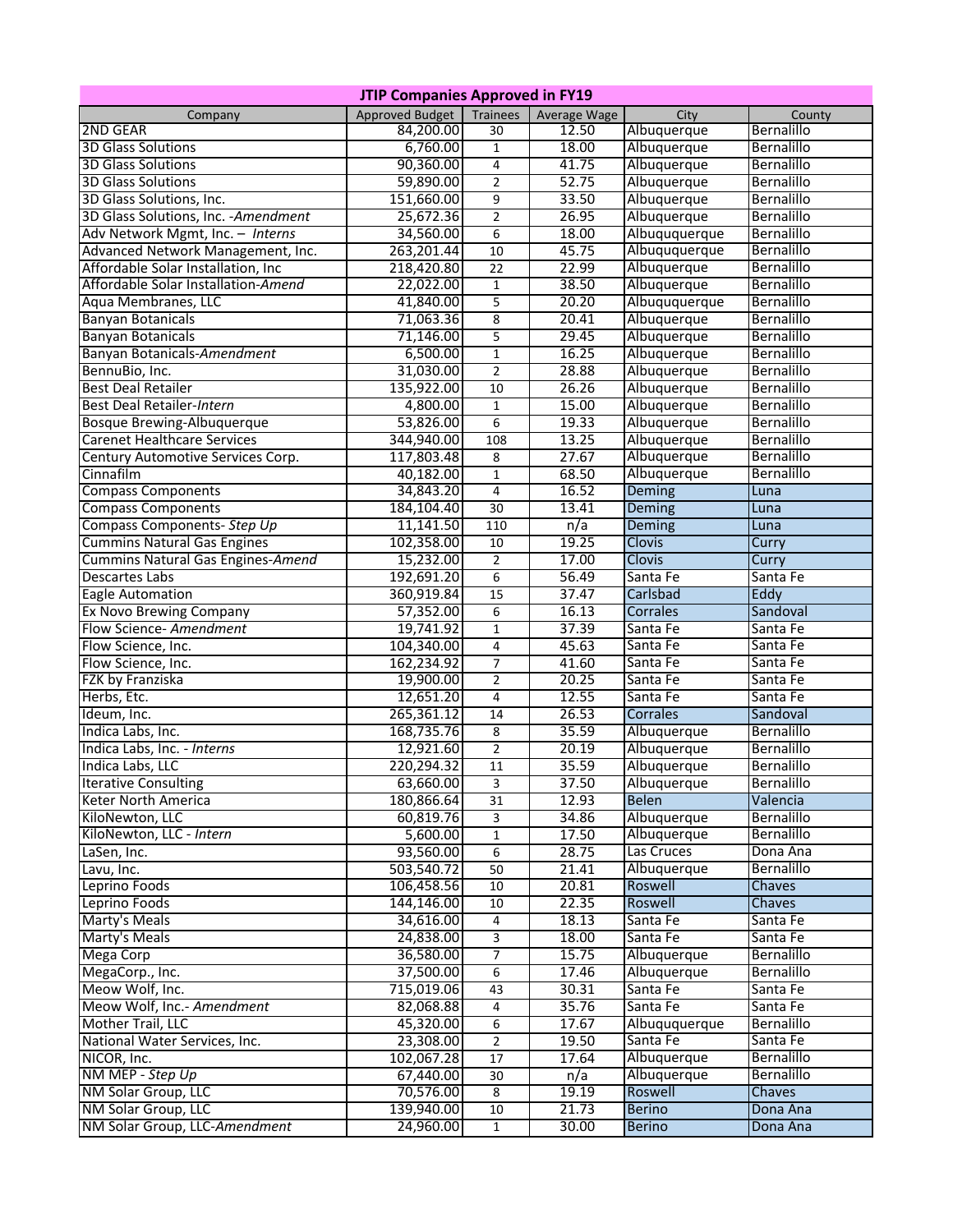| JTIP Companies Approved in FY19 | | | | | |
|---|---|---|---|---|---|
| Company | Approved Budget | Trainees | Average Wage | City | County |
| 2ND GEAR | 84,200.00 | 30 | 12.50 | Albuquerque | Bernalillo |
| 3D Glass Solutions | 6,760.00 | 1 | 18.00 | Albuquerque | Bernalillo |
| 3D Glass Solutions | 90,360.00 | 4 | 41.75 | Albuquerque | Bernalillo |
| 3D Glass Solutions | 59,890.00 | 2 | 52.75 | Albuquerque | Bernalillo |
| 3D Glass Solutions, Inc. | 151,660.00 | 9 | 33.50 | Albuquerque | Bernalillo |
| 3D Glass Solutions, Inc. -*Amendment* | 25,672.36 | 2 | 26.95 | Albuquerque | Bernalillo |
| Adv Network Mgmt, Inc. – *Interns* | 34,560.00 | 6 | 18.00 | Albuququerque | Bernalillo |
| Advanced Network Management, Inc. | 263,201.44 | 10 | 45.75 | Albuququerque | Bernalillo |
| Affordable Solar Installation, Inc | 218,420.80 | 22 | 22.99 | Albuquerque | Bernalillo |
| Affordable Solar Installation-*Amend* | 22,022.00 | 1 | 38.50 | Albuquerque | Bernalillo |
| Aqua Membranes, LLC | 41,840.00 | 5 | 20.20 | Albuququerque | Bernalillo |
| Banyan Botanicals | 71,063.36 | 8 | 20.41 | Albuquerque | Bernalillo |
| Banyan Botanicals | 71,146.00 | 5 | 29.45 | Albuquerque | Bernalillo |
| Banyan Botanicals-*Amendment* | 6,500.00 | 1 | 16.25 | Albuquerque | Bernalillo |
| BennuBio, Inc. | 31,030.00 | 2 | 28.88 | Albuquerque | Bernalillo |
| Best Deal Retailer | 135,922.00 | 10 | 26.26 | Albuquerque | Bernalillo |
| Best Deal Retailer-*Intern* | 4,800.00 | 1 | 15.00 | Albuquerque | Bernalillo |
| Bosque Brewing-Albuquerque | 53,826.00 | 6 | 19.33 | Albuquerque | Bernalillo |
| Carenet Healthcare Services | 344,940.00 | 108 | 13.25 | Albuquerque | Bernalillo |
| Century Automotive Services Corp. | 117,803.48 | 8 | 27.67 | Albuquerque | Bernalillo |
| Cinnafilm | 40,182.00 | 1 | 68.50 | Albuquerque | Bernalillo |
| Compass Components | 34,843.20 | 4 | 16.52 | Deming | Luna |
| Compass Components | 184,104.40 | 30 | 13.41 | Deming | Luna |
| Compass Components- *Step Up* | 11,141.50 | 110 | n/a | Deming | Luna |
| Cummins Natural Gas Engines | 102,358.00 | 10 | 19.25 | Clovis | Curry |
| Cummins Natural Gas Engines-*Amend* | 15,232.00 | 2 | 17.00 | Clovis | Curry |
| Descartes Labs | 192,691.20 | 6 | 56.49 | Santa Fe | Santa Fe |
| Eagle Automation | 360,919.84 | 15 | 37.47 | Carlsbad | Eddy |
| Ex Novo Brewing Company | 57,352.00 | 6 | 16.13 | Corrales | Sandoval |
| Flow Science- *Amendment* | 19,741.92 | 1 | 37.39 | Santa Fe | Santa Fe |
| Flow Science, Inc. | 104,340.00 | 4 | 45.63 | Santa Fe | Santa Fe |
| Flow Science, Inc. | 162,234.92 | 7 | 41.60 | Santa Fe | Santa Fe |
| FZK by Franziska | 19,900.00 | 2 | 20.25 | Santa Fe | Santa Fe |
| Herbs, Etc. | 12,651.20 | 4 | 12.55 | Santa Fe | Santa Fe |
| Ideum, Inc. | 265,361.12 | 14 | 26.53 | Corrales | Sandoval |
| Indica Labs, Inc. | 168,735.76 | 8 | 35.59 | Albuquerque | Bernalillo |
| Indica Labs, Inc. - *Interns* | 12,921.60 | 2 | 20.19 | Albuquerque | Bernalillo |
| Indica Labs, LLC | 220,294.32 | 11 | 35.59 | Albuquerque | Bernalillo |
| Iterative Consulting | 63,660.00 | 3 | 37.50 | Albuquerque | Bernalillo |
| Keter North America | 180,866.64 | 31 | 12.93 | Belen | Valencia |
| KiloNewton, LLC | 60,819.76 | 3 | 34.86 | Albuquerque | Bernalillo |
| KiloNewton, LLC - *Intern* | 5,600.00 | 1 | 17.50 | Albuquerque | Bernalillo |
| LaSen, Inc. | 93,560.00 | 6 | 28.75 | Las Cruces | Dona Ana |
| Lavu, Inc. | 503,540.72 | 50 | 21.41 | Albuquerque | Bernalillo |
| Leprino Foods | 106,458.56 | 10 | 20.81 | Roswell | Chaves |
| Leprino Foods | 144,146.00 | 10 | 22.35 | Roswell | Chaves |
| Marty's Meals | 34,616.00 | 4 | 18.13 | Santa Fe | Santa Fe |
| Marty's Meals | 24,838.00 | 3 | 18.00 | Santa Fe | Santa Fe |
| Mega Corp | 36,580.00 | 7 | 15.75 | Albuquerque | Bernalillo |
| MegaCorp., Inc. | 37,500.00 | 6 | 17.46 | Albuquerque | Bernalillo |
| Meow Wolf, Inc. | 715,019.06 | 43 | 30.31 | Santa Fe | Santa Fe |
| Meow Wolf, Inc.- *Amendment* | 82,068.88 | 4 | 35.76 | Santa Fe | Santa Fe |
| Mother Trail, LLC | 45,320.00 | 6 | 17.67 | Albuququerque | Bernalillo |
| National Water Services, Inc. | 23,308.00 | 2 | 19.50 | Santa Fe | Santa Fe |
| NICOR, Inc. | 102,067.28 | 17 | 17.64 | Albuquerque | Bernalillo |
| NM MEP - *Step Up* | 67,440.00 | 30 | n/a | Albuquerque | Bernalillo |
| NM Solar Group, LLC | 70,576.00 | 8 | 19.19 | Roswell | Chaves |
| NM Solar Group, LLC | 139,940.00 | 10 | 21.73 | Berino | Dona Ana |
| NM Solar Group, LLC-*Amendment* | 24,960.00 | 1 | 30.00 | Berino | Dona Ana |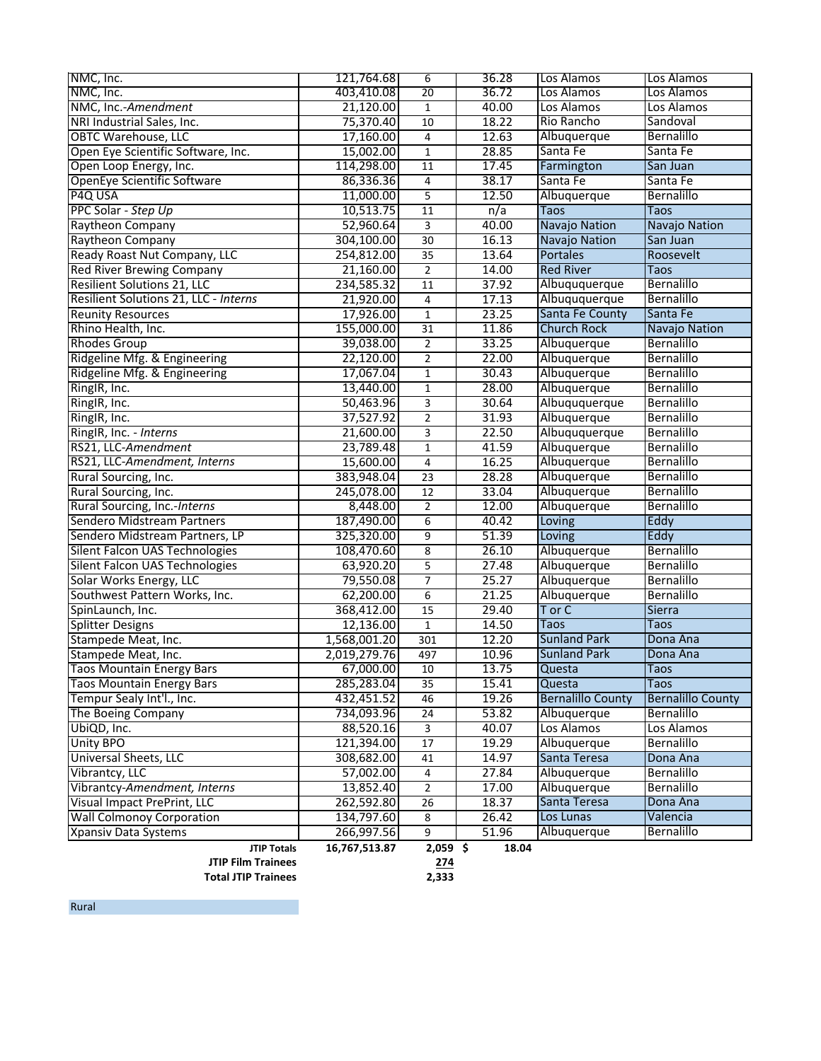| | | | | | |
|---|---|---|---|---|---|
| NMC, Inc. | 121,764.68 | 6 | 36.28 | Los Alamos | Los Alamos |
| NMC, Inc. | 403,410.08 | 20 | 36.72 | Los Alamos | Los Alamos |
| NMC, Inc.-*Amendment* | 21,120.00 | 1 | 40.00 | Los Alamos | Los Alamos |
| NRI Industrial Sales, Inc. | 75,370.40 | 10 | 18.22 | Rio Rancho | Sandoval |
| OBTC Warehouse, LLC | 17,160.00 | 4 | 12.63 | Albuquerque | Bernalillo |
| Open Eye Scientific Software, Inc. | 15,002.00 | 1 | 28.85 | Santa Fe | Santa Fe |
| Open Loop Energy, Inc. | 114,298.00 | 11 | 17.45 | Farmington | San Juan |
| OpenEye Scientific Software | 86,336.36 | 4 | 38.17 | Santa Fe | Santa Fe |
| P4Q USA | 11,000.00 | 5 | 12.50 | Albuquerque | Bernalillo |
| PPC Solar - *Step Up* | 10,513.75 | 11 | n/a | Taos | Taos |
| Raytheon Company | 52,960.64 | 3 | 40.00 | Navajo Nation | Navajo Nation |
| Raytheon Company | 304,100.00 | 30 | 16.13 | Navajo Nation | San Juan |
| Ready Roast Nut Company, LLC | 254,812.00 | 35 | 13.64 | Portales | Roosevelt |
| Red River Brewing Company | 21,160.00 | 2 | 14.00 | Red River | Taos |
| Resilient Solutions 21, LLC | 234,585.32 | 11 | 37.92 | Albuququerque | Bernalillo |
| Resilient Solutions 21, LLC - *Interns* | 21,920.00 | 4 | 17.13 | Albuququerque | Bernalillo |
| Reunity Resources | 17,926.00 | 1 | 23.25 | Santa Fe County | Santa Fe |
| Rhino Health, Inc. | 155,000.00 | 31 | 11.86 | Church Rock | Navajo Nation |
| Rhodes Group | 39,038.00 | 2 | 33.25 | Albuquerque | Bernalillo |
| Ridgeline Mfg. & Engineering | 22,120.00 | 2 | 22.00 | Albuquerque | Bernalillo |
| Ridgeline Mfg. & Engineering | 17,067.04 | 1 | 30.43 | Albuquerque | Bernalillo |
| RingIR, Inc. | 13,440.00 | 1 | 28.00 | Albuquerque | Bernalillo |
| RingIR, Inc. | 50,463.96 | 3 | 30.64 | Albuququerque | Bernalillo |
| RingIR, Inc. | 37,527.92 | 2 | 31.93 | Albuquerque | Bernalillo |
| RingIR, Inc. - *Interns* | 21,600.00 | 3 | 22.50 | Albuququerque | Bernalillo |
| RS21, LLC-*Amendment* | 23,789.48 | 1 | 41.59 | Albuquerque | Bernalillo |
| RS21, LLC-*Amendment, Interns* | 15,600.00 | 4 | 16.25 | Albuquerque | Bernalillo |
| Rural Sourcing, Inc. | 383,948.04 | 23 | 28.28 | Albuquerque | Bernalillo |
| Rural Sourcing, Inc. | 245,078.00 | 12 | 33.04 | Albuquerque | Bernalillo |
| Rural Sourcing, Inc.-*Interns* | 8,448.00 | 2 | 12.00 | Albuquerque | Bernalillo |
| Sendero Midstream Partners | 187,490.00 | 6 | 40.42 | Loving | Eddy |
| Sendero Midstream Partners, LP | 325,320.00 | 9 | 51.39 | Loving | Eddy |
| Silent Falcon UAS Technologies | 108,470.60 | 8 | 26.10 | Albuquerque | Bernalillo |
| Silent Falcon UAS Technologies | 63,920.20 | 5 | 27.48 | Albuquerque | Bernalillo |
| Solar Works Energy, LLC | 79,550.08 | 7 | 25.27 | Albuquerque | Bernalillo |
| Southwest Pattern Works, Inc. | 62,200.00 | 6 | 21.25 | Albuquerque | Bernalillo |
| SpinLaunch, Inc. | 368,412.00 | 15 | 29.40 | T or C | Sierra |
| Splitter Designs | 12,136.00 | 1 | 14.50 | Taos | Taos |
| Stampede Meat, Inc. | 1,568,001.20 | 301 | 12.20 | Sunland Park | Dona Ana |
| Stampede Meat, Inc. | 2,019,279.76 | 497 | 10.96 | Sunland Park | Dona Ana |
| Taos Mountain Energy Bars | 67,000.00 | 10 | 13.75 | Questa | Taos |
| Taos Mountain Energy Bars | 285,283.04 | 35 | 15.41 | Questa | Taos |
| Tempur Sealy Int'l., Inc. | 432,451.52 | 46 | 19.26 | Bernalillo County | Bernalillo County |
| The Boeing Company | 734,093.96 | 24 | 53.82 | Albuquerque | Bernalillo |
| UbiQD, Inc. | 88,520.16 | 3 | 40.07 | Los Alamos | Los Alamos |
| Unity BPO | 121,394.00 | 17 | 19.29 | Albuquerque | Bernalillo |
| Universal Sheets, LLC | 308,682.00 | 41 | 14.97 | Santa Teresa | Dona Ana |
| Vibrantcy, LLC | 57,002.00 | 4 | 27.84 | Albuquerque | Bernalillo |
| Vibrantcy-*Amendment, Interns* | 13,852.40 | 2 | 17.00 | Albuquerque | Bernalillo |
| Visual Impact PrePrint, LLC | 262,592.80 | 26 | 18.37 | Santa Teresa | Dona Ana |
| Wall Colmonoy Corporation | 134,797.60 | 8 | 26.42 | Los Lunas | Valencia |
| Xpansiv Data Systems | 266,997.56 | 9 | 51.96 | Albuquerque | Bernalillo |
| **JTIP Totals** | **16,767,513.87** | **2,059** | **$ 18.04** | | |
| **JTIP Film Trainees** | | **274** | | | |
| **Total JTIP Trainees** | | **2,333** | | | |

Rural